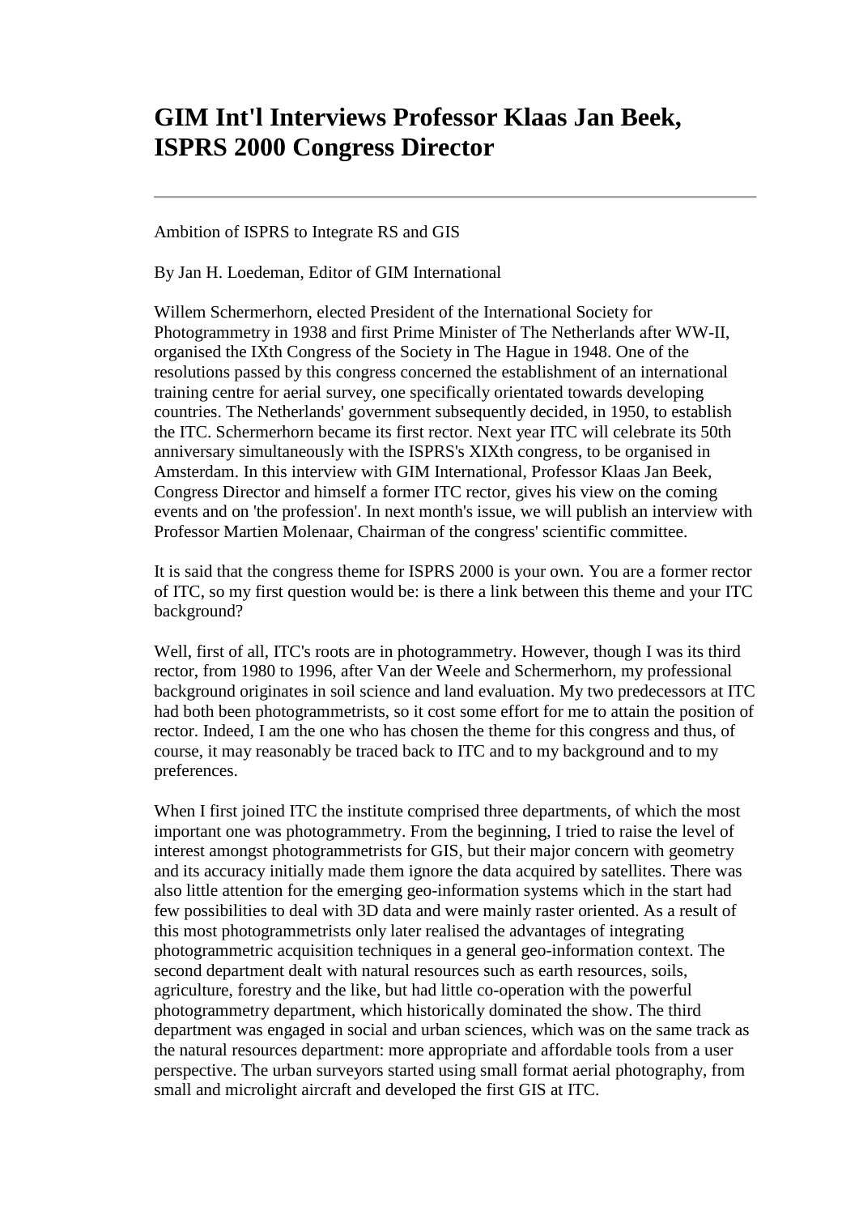# GIM Int'l Interviews Professor Klaas Jan Beek, ISPRS 2000 Congress Director

---

Ambition of ISPRS to Integrate RS and GIS

By Jan H. Loedeman, Editor of GIM International

Willem Schermerhorn, elected President of the International Society for Photogrammetry in 1938 and first Prime Minister of The Netherlands after WW-II, organised the IXth Congress of the Society in The Hague in 1948. One of the resolutions passed by this congress concerned the establishment of an international training centre for aerial survey, one specifically orientated towards developing countries. The Netherlands' government subsequently decided, in 1950, to establish the ITC. Schermerhorn became its first rector. Next year ITC will celebrate its 50th anniversary simultaneously with the ISPRS's XIXth congress, to be organised in Amsterdam. In this interview with GIM International, Professor Klaas Jan Beek, Congress Director and himself a former ITC rector, gives his view on the coming events and on 'the profession'. In next month's issue, we will publish an interview with Professor Martien Molenaar, Chairman of the congress' scientific committee.

It is said that the congress theme for ISPRS 2000 is your own. You are a former rector of ITC, so my first question would be: is there a link between this theme and your ITC background?

Well, first of all, ITC's roots are in photogrammetry. However, though I was its third rector, from 1980 to 1996, after Van der Weele and Schermerhorn, my professional background originates in soil science and land evaluation. My two predecessors at ITC had both been photogrammetrists, so it cost some effort for me to attain the position of rector. Indeed, I am the one who has chosen the theme for this congress and thus, of course, it may reasonably be traced back to ITC and to my background and to my preferences.

When I first joined ITC the institute comprised three departments, of which the most important one was photogrammetry. From the beginning, I tried to raise the level of interest amongst photogrammetrists for GIS, but their major concern with geometry and its accuracy initially made them ignore the data acquired by satellites. There was also little attention for the emerging geo-information systems which in the start had few possibilities to deal with 3D data and were mainly raster oriented. As a result of this most photogrammetrists only later realised the advantages of integrating photogrammetric acquisition techniques in a general geo-information context. The second department dealt with natural resources such as earth resources, soils, agriculture, forestry and the like, but had little co-operation with the powerful photogrammetry department, which historically dominated the show. The third department was engaged in social and urban sciences, which was on the same track as the natural resources department: more appropriate and affordable tools from a user perspective. The urban surveyors started using small format aerial photography, from small and microlight aircraft and developed the first GIS at ITC.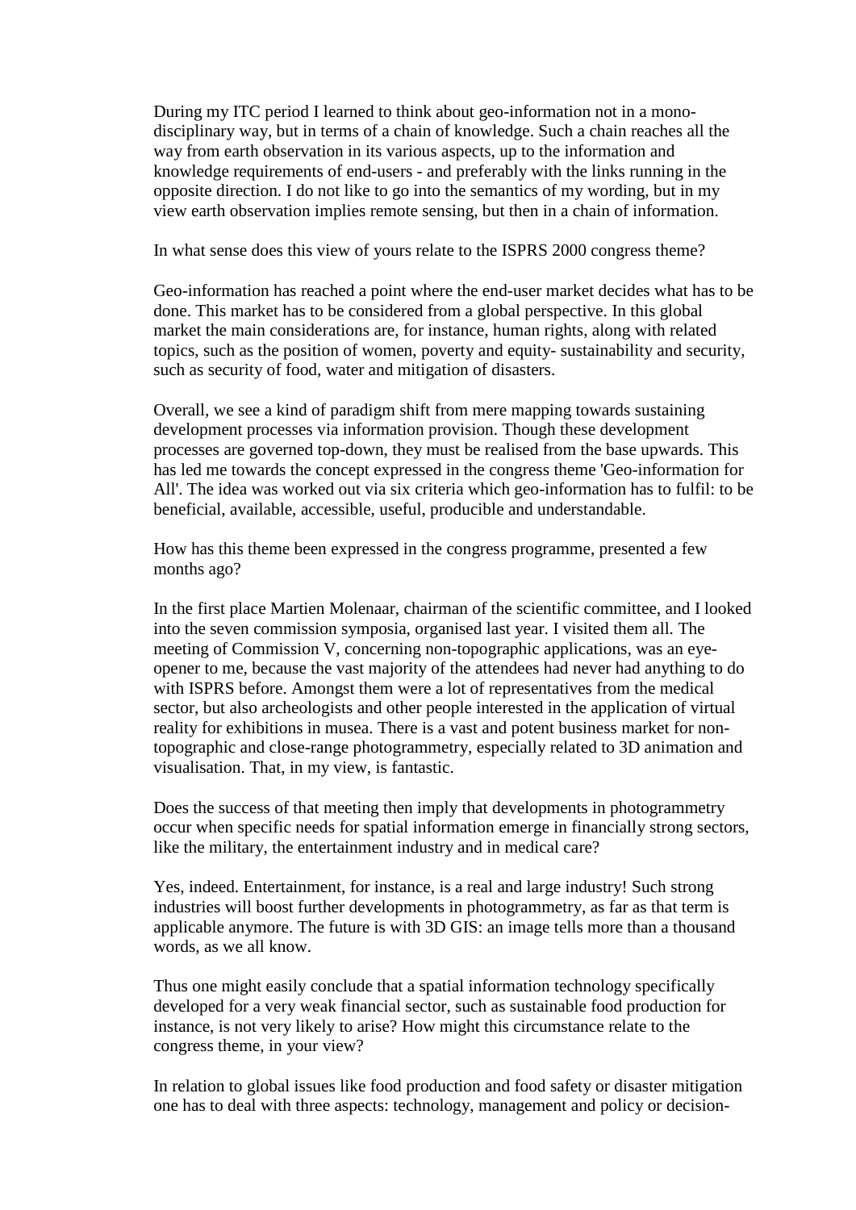During my ITC period I learned to think about geo-information not in a mono-disciplinary way, but in terms of a chain of knowledge. Such a chain reaches all the way from earth observation in its various aspects, up to the information and knowledge requirements of end-users - and preferably with the links running in the opposite direction. I do not like to go into the semantics of my wording, but in my view earth observation implies remote sensing, but then in a chain of information.

In what sense does this view of yours relate to the ISPRS 2000 congress theme?

Geo-information has reached a point where the end-user market decides what has to be done. This market has to be considered from a global perspective. In this global market the main considerations are, for instance, human rights, along with related topics, such as the position of women, poverty and equity- sustainability and security, such as security of food, water and mitigation of disasters.

Overall, we see a kind of paradigm shift from mere mapping towards sustaining development processes via information provision. Though these development processes are governed top-down, they must be realised from the base upwards. This has led me towards the concept expressed in the congress theme 'Geo-information for All'. The idea was worked out via six criteria which geo-information has to fulfil: to be beneficial, available, accessible, useful, producible and understandable.

How has this theme been expressed in the congress programme, presented a few months ago?

In the first place Martien Molenaar, chairman of the scientific committee, and I looked into the seven commission symposia, organised last year. I visited them all. The meeting of Commission V, concerning non-topographic applications, was an eye-opener to me, because the vast majority of the attendees had never had anything to do with ISPRS before. Amongst them were a lot of representatives from the medical sector, but also archeologists and other people interested in the application of virtual reality for exhibitions in musea. There is a vast and potent business market for non-topographic and close-range photogrammetry, especially related to 3D animation and visualisation. That, in my view, is fantastic.

Does the success of that meeting then imply that developments in photogrammetry occur when specific needs for spatial information emerge in financially strong sectors, like the military, the entertainment industry and in medical care?

Yes, indeed. Entertainment, for instance, is a real and large industry! Such strong industries will boost further developments in photogrammetry, as far as that term is applicable anymore. The future is with 3D GIS: an image tells more than a thousand words, as we all know.

Thus one might easily conclude that a spatial information technology specifically developed for a very weak financial sector, such as sustainable food production for instance, is not very likely to arise? How might this circumstance relate to the congress theme, in your view?

In relation to global issues like food production and food safety or disaster mitigation one has to deal with three aspects: technology, management and policy or decision-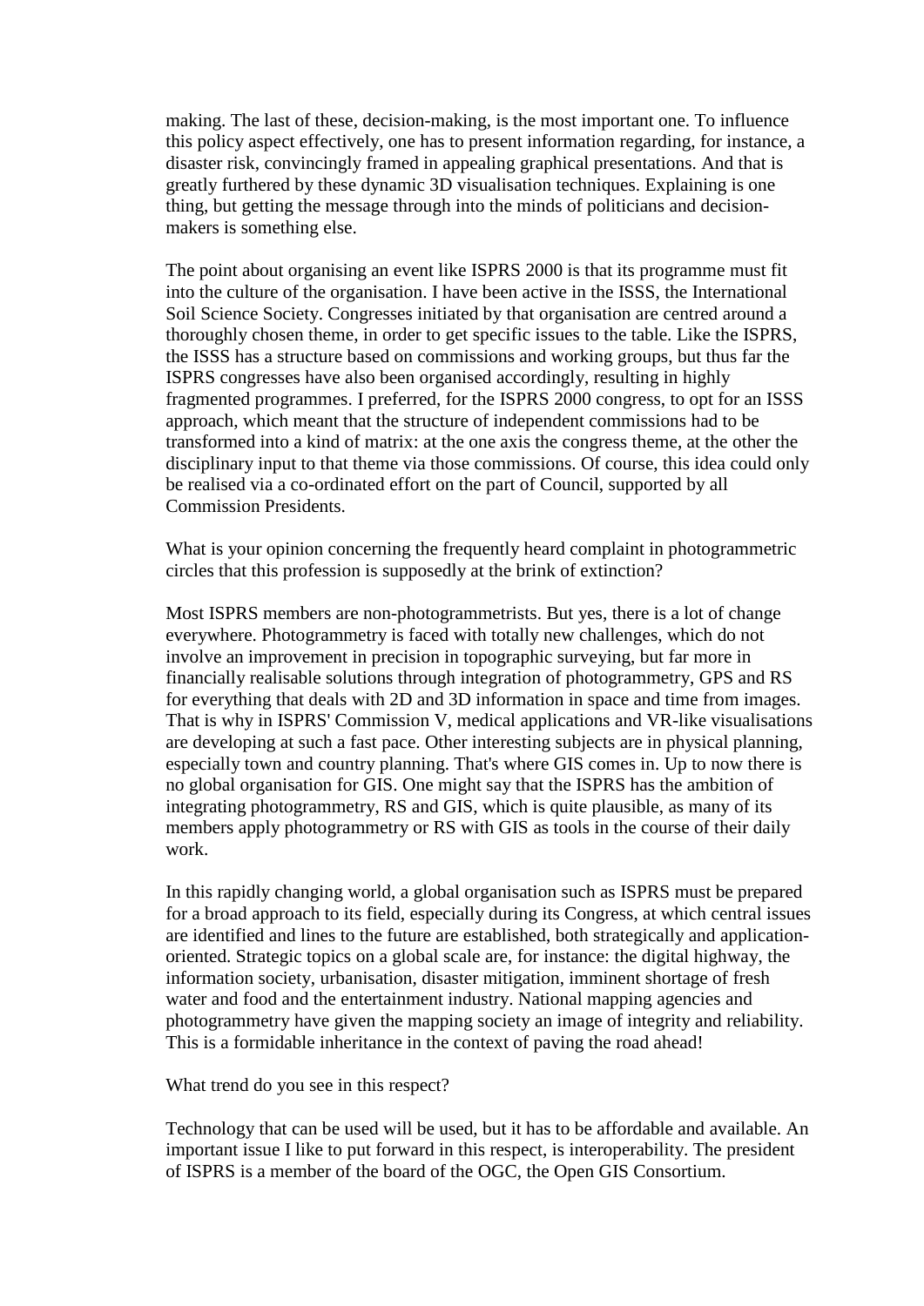making. The last of these, decision-making, is the most important one. To influence this policy aspect effectively, one has to present information regarding, for instance, a disaster risk, convincingly framed in appealing graphical presentations. And that is greatly furthered by these dynamic 3D visualisation techniques. Explaining is one thing, but getting the message through into the minds of politicians and decision-makers is something else.

The point about organising an event like ISPRS 2000 is that its programme must fit into the culture of the organisation. I have been active in the ISSS, the International Soil Science Society. Congresses initiated by that organisation are centred around a thoroughly chosen theme, in order to get specific issues to the table. Like the ISPRS, the ISSS has a structure based on commissions and working groups, but thus far the ISPRS congresses have also been organised accordingly, resulting in highly fragmented programmes. I preferred, for the ISPRS 2000 congress, to opt for an ISSS approach, which meant that the structure of independent commissions had to be transformed into a kind of matrix: at the one axis the congress theme, at the other the disciplinary input to that theme via those commissions. Of course, this idea could only be realised via a co-ordinated effort on the part of Council, supported by all Commission Presidents.

What is your opinion concerning the frequently heard complaint in photogrammetric circles that this profession is supposedly at the brink of extinction?

Most ISPRS members are non-photogrammetrists. But yes, there is a lot of change everywhere. Photogrammetry is faced with totally new challenges, which do not involve an improvement in precision in topographic surveying, but far more in financially realisable solutions through integration of photogrammetry, GPS and RS for everything that deals with 2D and 3D information in space and time from images. That is why in ISPRS' Commission V, medical applications and VR-like visualisations are developing at such a fast pace. Other interesting subjects are in physical planning, especially town and country planning. That's where GIS comes in. Up to now there is no global organisation for GIS. One might say that the ISPRS has the ambition of integrating photogrammetry, RS and GIS, which is quite plausible, as many of its members apply photogrammetry or RS with GIS as tools in the course of their daily work.

In this rapidly changing world, a global organisation such as ISPRS must be prepared for a broad approach to its field, especially during its Congress, at which central issues are identified and lines to the future are established, both strategically and application-oriented. Strategic topics on a global scale are, for instance: the digital highway, the information society, urbanisation, disaster mitigation, imminent shortage of fresh water and food and the entertainment industry. National mapping agencies and photogrammetry have given the mapping society an image of integrity and reliability. This is a formidable inheritance in the context of paving the road ahead!

What trend do you see in this respect?

Technology that can be used will be used, but it has to be affordable and available. An important issue I like to put forward in this respect, is interoperability. The president of ISPRS is a member of the board of the OGC, the Open GIS Consortium.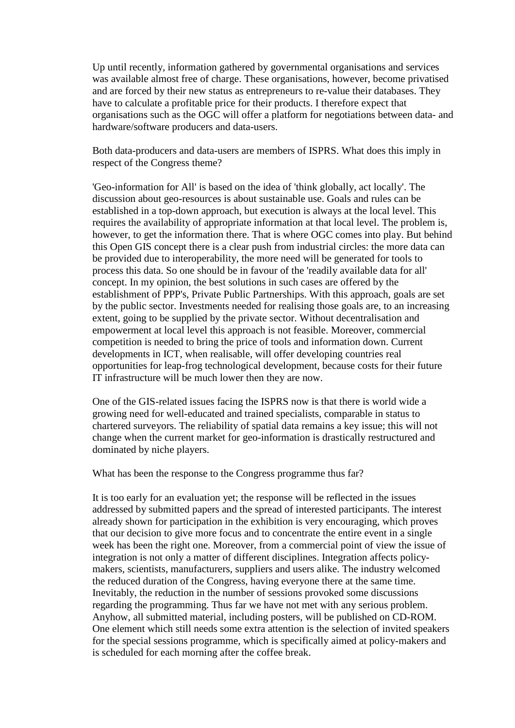Up until recently, information gathered by governmental organisations and services was available almost free of charge. These organisations, however, become privatised and are forced by their new status as entrepreneurs to re-value their databases. They have to calculate a profitable price for their products. I therefore expect that organisations such as the OGC will offer a platform for negotiations between data- and hardware/software producers and data-users.

Both data-producers and data-users are members of ISPRS. What does this imply in respect of the Congress theme?

'Geo-information for All' is based on the idea of 'think globally, act locally'. The discussion about geo-resources is about sustainable use. Goals and rules can be established in a top-down approach, but execution is always at the local level. This requires the availability of appropriate information at that local level. The problem is, however, to get the information there. That is where OGC comes into play. But behind this Open GIS concept there is a clear push from industrial circles: the more data can be provided due to interoperability, the more need will be generated for tools to process this data. So one should be in favour of the 'readily available data for all' concept. In my opinion, the best solutions in such cases are offered by the establishment of PPP's, Private Public Partnerships. With this approach, goals are set by the public sector. Investments needed for realising those goals are, to an increasing extent, going to be supplied by the private sector. Without decentralisation and empowerment at local level this approach is not feasible. Moreover, commercial competition is needed to bring the price of tools and information down. Current developments in ICT, when realisable, will offer developing countries real opportunities for leap-frog technological development, because costs for their future IT infrastructure will be much lower then they are now.

One of the GIS-related issues facing the ISPRS now is that there is world wide a growing need for well-educated and trained specialists, comparable in status to chartered surveyors. The reliability of spatial data remains a key issue; this will not change when the current market for geo-information is drastically restructured and dominated by niche players.

What has been the response to the Congress programme thus far?

It is too early for an evaluation yet; the response will be reflected in the issues addressed by submitted papers and the spread of interested participants. The interest already shown for participation in the exhibition is very encouraging, which proves that our decision to give more focus and to concentrate the entire event in a single week has been the right one. Moreover, from a commercial point of view the issue of integration is not only a matter of different disciplines. Integration affects policy-makers, scientists, manufacturers, suppliers and users alike. The industry welcomed the reduced duration of the Congress, having everyone there at the same time. Inevitably, the reduction in the number of sessions provoked some discussions regarding the programming. Thus far we have not met with any serious problem. Anyhow, all submitted material, including posters, will be published on CD-ROM. One element which still needs some extra attention is the selection of invited speakers for the special sessions programme, which is specifically aimed at policy-makers and is scheduled for each morning after the coffee break.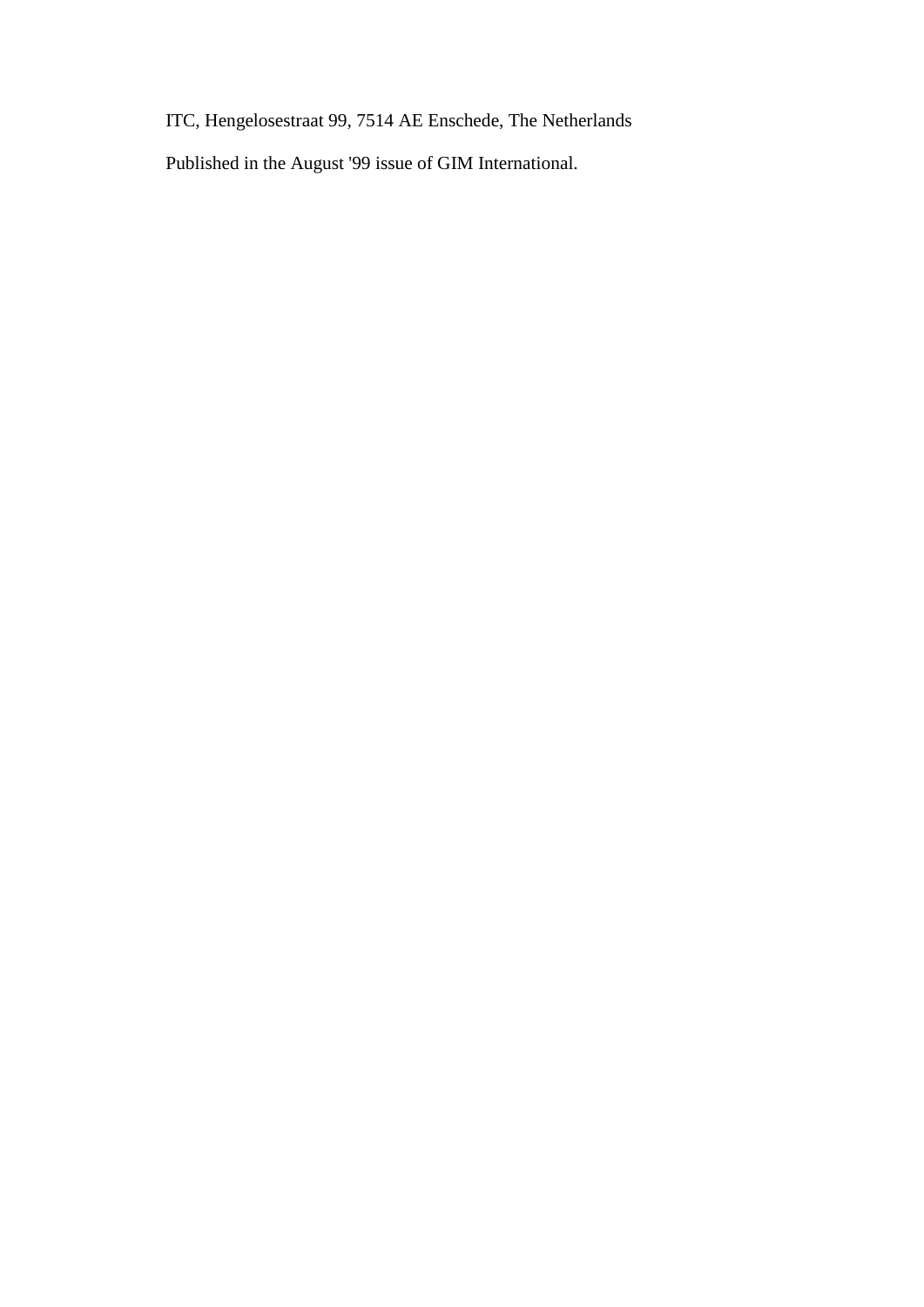ITC, Hengelosestraat 99, 7514 AE Enschede, The Netherlands

Published in the August '99 issue of GIM International.